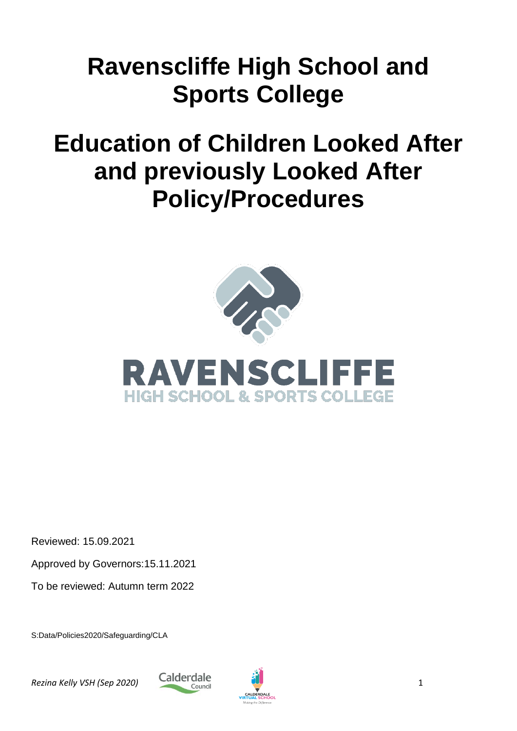# Ravenscliffe High School and Sports College

# Education of Children Looked After and previously Looked After Policy/Procedures

RAVENSCLIFFE
HIGH SCHOOL & SPORTS COLLEGE

Reviewed: 15.09.2021

Approved by Governors:15.11.2021

To be reviewed: Autumn term 2022

S:Data/Policies2020/Safeguarding/CLA

*Rezina Kelly VSH (Sep 2020)*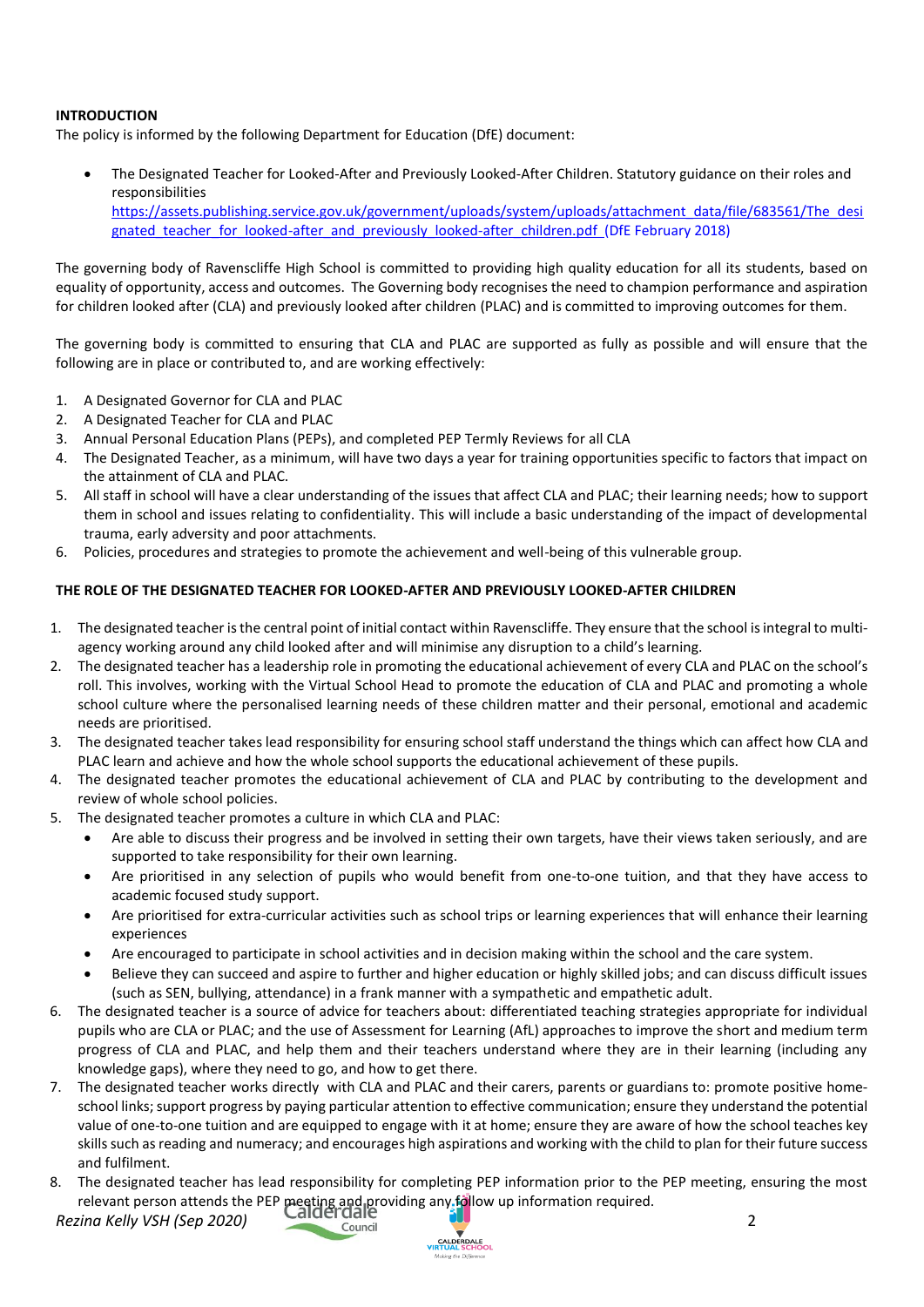**INTRODUCTION**

The policy is informed by the following Department for Education (DfE) document:

- The Designated Teacher for Looked-After and Previously Looked-After Children. Statutory guidance on their roles and responsibilities
  https://assets.publishing.service.gov.uk/government/uploads/system/uploads/attachment_data/file/683561/The_designated_teacher_for_looked-after_and_previously_looked-after_children.pdf (DfE February 2018)

The governing body of Ravenscliffe High School is committed to providing high quality education for all its students, based on equality of opportunity, access and outcomes. The Governing body recognises the need to champion performance and aspiration for children looked after (CLA) and previously looked after children (PLAC) and is committed to improving outcomes for them.

The governing body is committed to ensuring that CLA and PLAC are supported as fully as possible and will ensure that the following are in place or contributed to, and are working effectively:

1. A Designated Governor for CLA and PLAC
2. A Designated Teacher for CLA and PLAC
3. Annual Personal Education Plans (PEPs), and completed PEP Termly Reviews for all CLA
4. The Designated Teacher, as a minimum, will have two days a year for training opportunities specific to factors that impact on the attainment of CLA and PLAC.
5. All staff in school will have a clear understanding of the issues that affect CLA and PLAC; their learning needs; how to support them in school and issues relating to confidentiality. This will include a basic understanding of the impact of developmental trauma, early adversity and poor attachments.
6. Policies, procedures and strategies to promote the achievement and well-being of this vulnerable group.

**THE ROLE OF THE DESIGNATED TEACHER FOR LOOKED-AFTER AND PREVIOUSLY LOOKED-AFTER CHILDREN**

1. The designated teacher is the central point of initial contact within Ravenscliffe. They ensure that the school is integral to multi-agency working around any child looked after and will minimise any disruption to a child's learning.
2. The designated teacher has a leadership role in promoting the educational achievement of every CLA and PLAC on the school's roll. This involves, working with the Virtual School Head to promote the education of CLA and PLAC and promoting a whole school culture where the personalised learning needs of these children matter and their personal, emotional and academic needs are prioritised.
3. The designated teacher takes lead responsibility for ensuring school staff understand the things which can affect how CLA and PLAC learn and achieve and how the whole school supports the educational achievement of these pupils.
4. The designated teacher promotes the educational achievement of CLA and PLAC by contributing to the development and review of whole school policies.
5. The designated teacher promotes a culture in which CLA and PLAC:
   - Are able to discuss their progress and be involved in setting their own targets, have their views taken seriously, and are supported to take responsibility for their own learning.
   - Are prioritised in any selection of pupils who would benefit from one-to-one tuition, and that they have access to academic focused study support.
   - Are prioritised for extra-curricular activities such as school trips or learning experiences that will enhance their learning experiences
   - Are encouraged to participate in school activities and in decision making within the school and the care system.
   - Believe they can succeed and aspire to further and higher education or highly skilled jobs; and can discuss difficult issues (such as SEN, bullying, attendance) in a frank manner with a sympathetic and empathetic adult.
6. The designated teacher is a source of advice for teachers about: differentiated teaching strategies appropriate for individual pupils who are CLA or PLAC; and the use of Assessment for Learning (AfL) approaches to improve the short and medium term progress of CLA and PLAC, and help them and their teachers understand where they are in their learning (including any knowledge gaps), where they need to go, and how to get there.
7. The designated teacher works directly with CLA and PLAC and their carers, parents or guardians to: promote positive home-school links; support progress by paying particular attention to effective communication; ensure they understand the potential value of one-to-one tuition and are equipped to engage with it at home; ensure they are aware of how the school teaches key skills such as reading and numeracy; and encourages high aspirations and working with the child to plan for their future success and fulfilment.
8. The designated teacher has lead responsibility for completing PEP information prior to the PEP meeting, ensuring the most relevant person attends the PEP meeting and providing any follow up information required.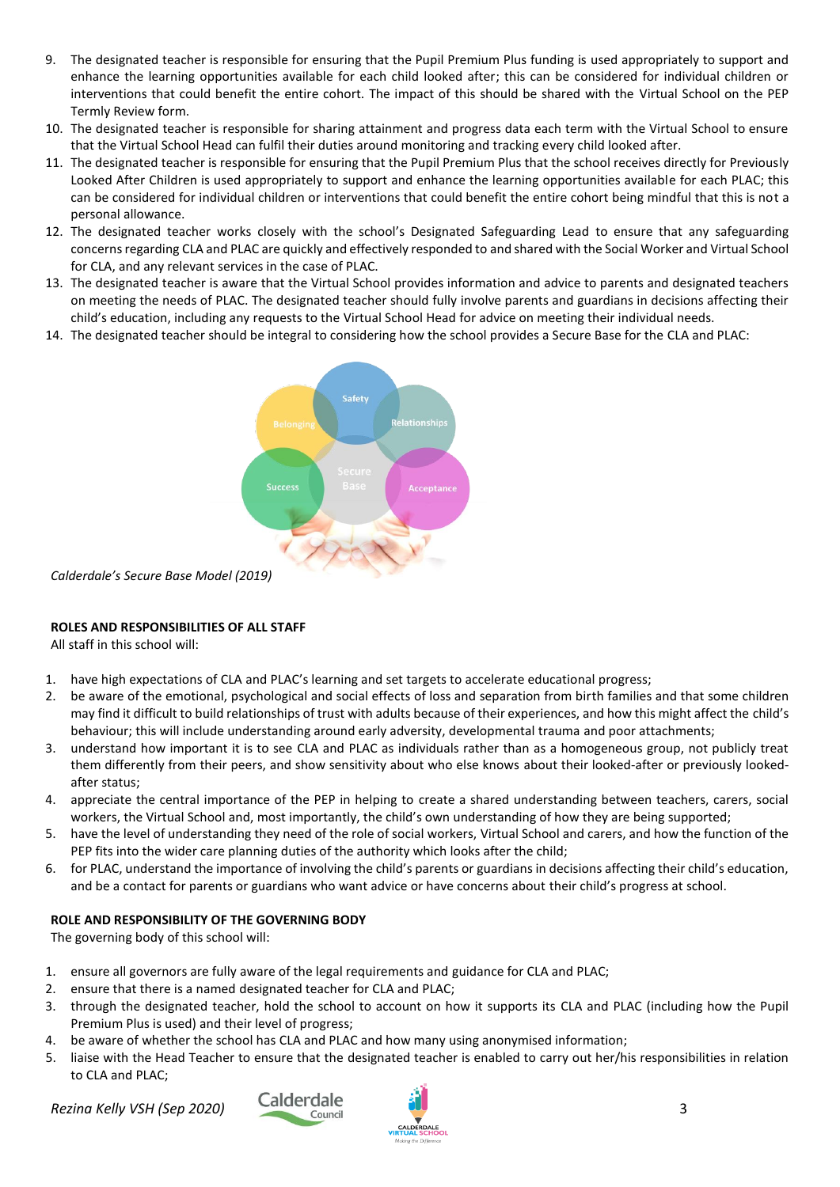9. The designated teacher is responsible for ensuring that the Pupil Premium Plus funding is used appropriately to support and enhance the learning opportunities available for each child looked after; this can be considered for individual children or interventions that could benefit the entire cohort. The impact of this should be shared with the Virtual School on the PEP Termly Review form.
10. The designated teacher is responsible for sharing attainment and progress data each term with the Virtual School to ensure that the Virtual School Head can fulfil their duties around monitoring and tracking every child looked after.
11. The designated teacher is responsible for ensuring that the Pupil Premium Plus that the school receives directly for Previously Looked After Children is used appropriately to support and enhance the learning opportunities available for each PLAC; this can be considered for individual children or interventions that could benefit the entire cohort being mindful that this is not a personal allowance.
12. The designated teacher works closely with the school's Designated Safeguarding Lead to ensure that any safeguarding concerns regarding CLA and PLAC are quickly and effectively responded to and shared with the Social Worker and Virtual School for CLA, and any relevant services in the case of PLAC.
13. The designated teacher is aware that the Virtual School provides information and advice to parents and designated teachers on meeting the needs of PLAC. The designated teacher should fully involve parents and guardians in decisions affecting their child's education, including any requests to the Virtual School Head for advice on meeting their individual needs.
14. The designated teacher should be integral to considering how the school provides a Secure Base for the CLA and PLAC:

*Calderdale's Secure Base Model (2019)*

**ROLES AND RESPONSIBILITIES OF ALL STAFF**

All staff in this school will:

1. have high expectations of CLA and PLAC's learning and set targets to accelerate educational progress;
2. be aware of the emotional, psychological and social effects of loss and separation from birth families and that some children may find it difficult to build relationships of trust with adults because of their experiences, and how this might affect the child's behaviour; this will include understanding around early adversity, developmental trauma and poor attachments;
3. understand how important it is to see CLA and PLAC as individuals rather than as a homogeneous group, not publicly treat them differently from their peers, and show sensitivity about who else knows about their looked-after or previously looked-after status;
4. appreciate the central importance of the PEP in helping to create a shared understanding between teachers, carers, social workers, the Virtual School and, most importantly, the child's own understanding of how they are being supported;
5. have the level of understanding they need of the role of social workers, Virtual School and carers, and how the function of the PEP fits into the wider care planning duties of the authority which looks after the child;
6. for PLAC, understand the importance of involving the child's parents or guardians in decisions affecting their child's education, and be a contact for parents or guardians who want advice or have concerns about their child's progress at school.

**ROLE AND RESPONSIBILITY OF THE GOVERNING BODY**

The governing body of this school will:

1. ensure all governors are fully aware of the legal requirements and guidance for CLA and PLAC;
2. ensure that there is a named designated teacher for CLA and PLAC;
3. through the designated teacher, hold the school to account on how it supports its CLA and PLAC (including how the Pupil Premium Plus is used) and their level of progress;
4. be aware of whether the school has CLA and PLAC and how many using anonymised information;
5. liaise with the Head Teacher to ensure that the designated teacher is enabled to carry out her/his responsibilities in relation to CLA and PLAC;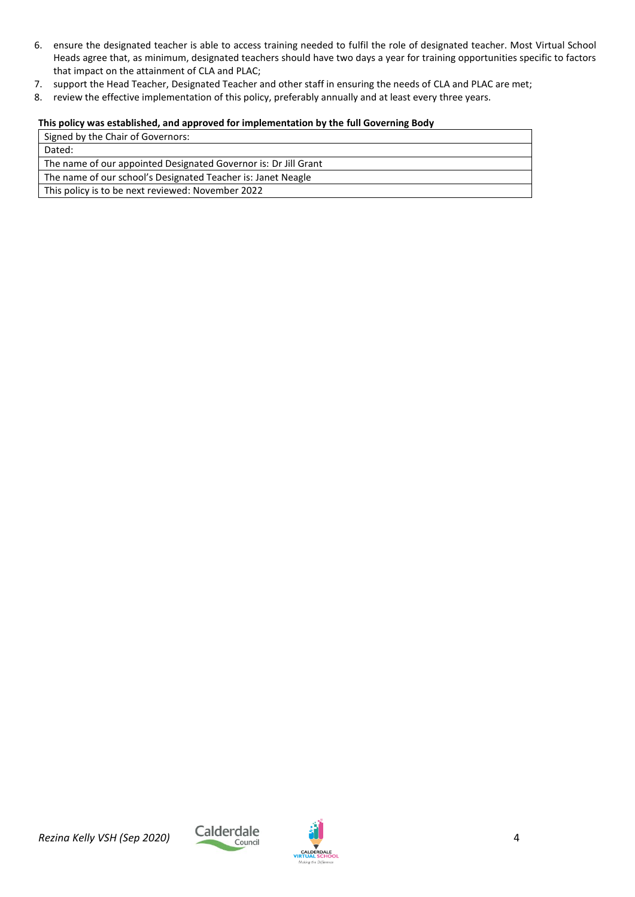6. ensure the designated teacher is able to access training needed to fulfil the role of designated teacher. Most Virtual School Heads agree that, as minimum, designated teachers should have two days a year for training opportunities specific to factors that impact on the attainment of CLA and PLAC;
7. support the Head Teacher, Designated Teacher and other staff in ensuring the needs of CLA and PLAC are met;
8. review the effective implementation of this policy, preferably annually and at least every three years.

**This policy was established, and approved for implementation by the full Governing Body**

| |
|---|
| Signed by the Chair of Governors: |
| Dated: |
| The name of our appointed Designated Governor is: Dr Jill Grant |
| The name of our school's Designated Teacher is: Janet Neagle |
| This policy is to be next reviewed: November 2022 |